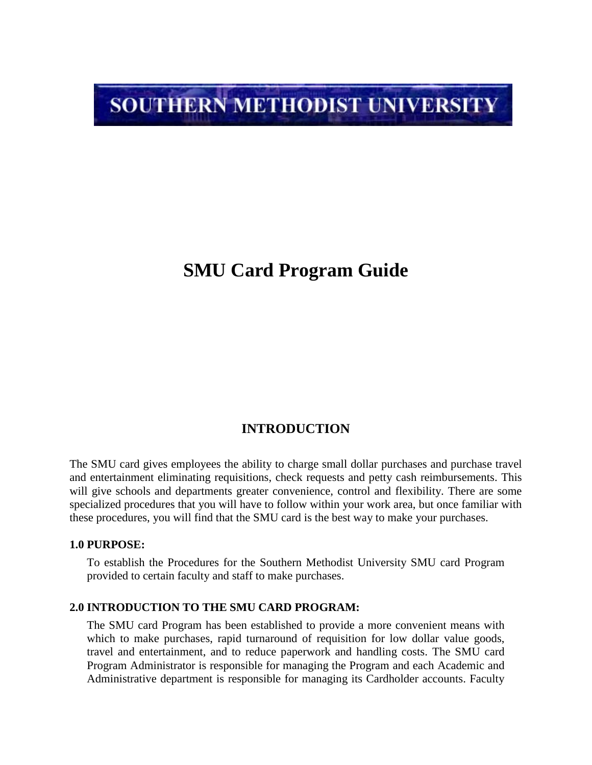# SOUTHERN METHODIST UNIVERSITY

# SMU Card Program Guide

## INTRODUCTION

The SMU card gives employees the ability to charge small dollar purchases and purchase travel and entertainment eliminating requisitions, check requests and petty cash reimbursements. This will give schools and departments greater convenience, control and flexibility. There are some specialized procedures that you will have to follow within your work area, but once familiar with these procedures, you will find that the SMU card is the best way to make your purchases.

**1.0 PURPOSE:**

To establish the Procedures for the Southern Methodist University SMU card Program provided to certain faculty and staff to make purchases.

**2.0 INTRODUCTION TO THE SMU CARD PROGRAM:**

The SMU card Program has been established to provide a more convenient means with which to make purchases, rapid turnaround of requisition for low dollar value goods, travel and entertainment, and to reduce paperwork and handling costs. The SMU card Program Administrator is responsible for managing the Program and each Academic and Administrative department is responsible for managing its Cardholder accounts. Faculty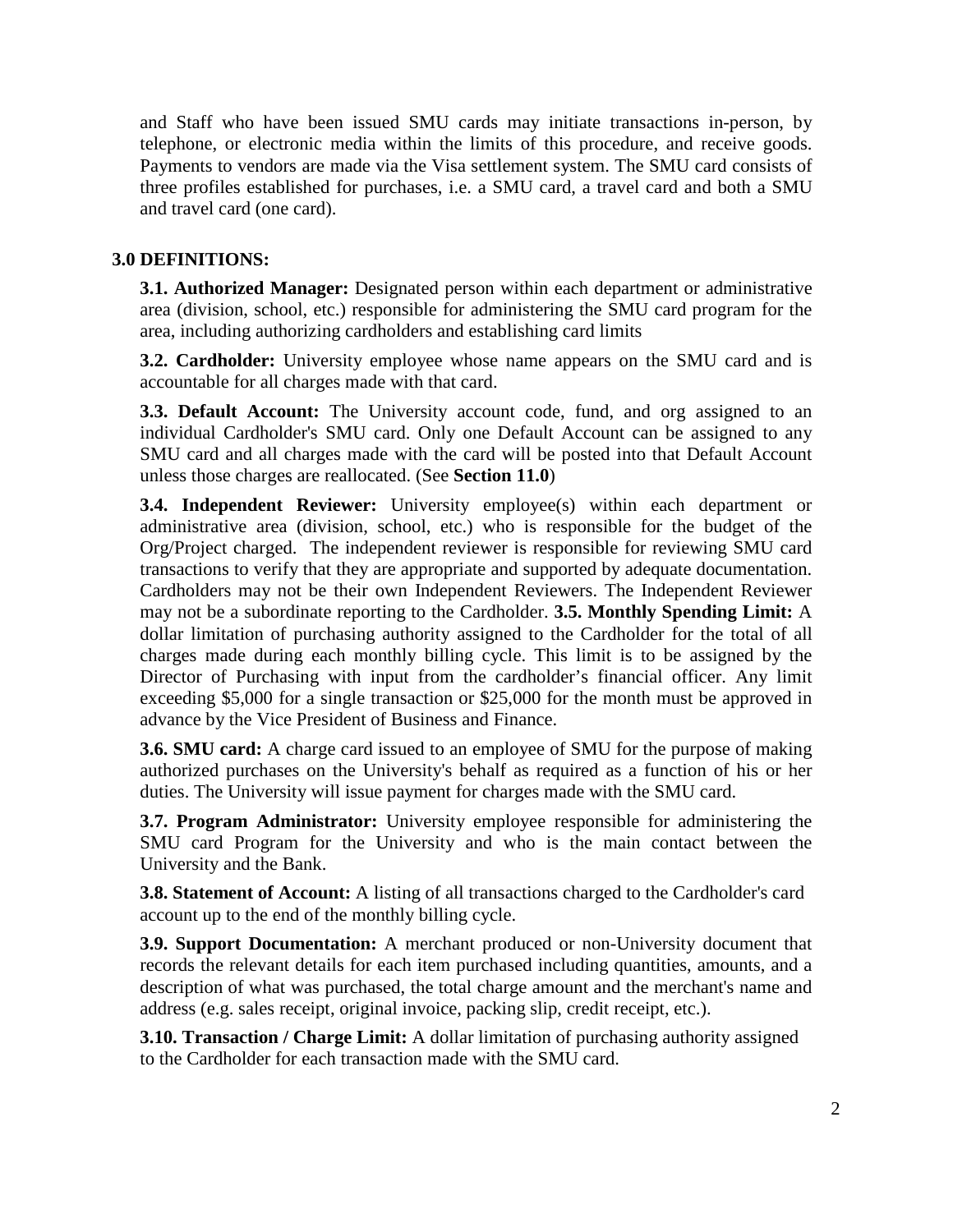and Staff who have been issued SMU cards may initiate transactions in-person, by telephone, or electronic media within the limits of this procedure, and receive goods. Payments to vendors are made via the Visa settlement system. The SMU card consists of three profiles established for purchases, i.e. a SMU card, a travel card and both a SMU and travel card (one card).

## 3.0 DEFINITIONS:

**3.1. Authorized Manager:** Designated person within each department or administrative area (division, school, etc.) responsible for administering the SMU card program for the area, including authorizing cardholders and establishing card limits

**3.2. Cardholder:** University employee whose name appears on the SMU card and is accountable for all charges made with that card.

**3.3. Default Account:** The University account code, fund, and org assigned to an individual Cardholder's SMU card. Only one Default Account can be assigned to any SMU card and all charges made with the card will be posted into that Default Account unless those charges are reallocated. (See **Section 11.0**)

**3.4. Independent Reviewer:** University employee(s) within each department or administrative area (division, school, etc.) who is responsible for the budget of the Org/Project charged. The independent reviewer is responsible for reviewing SMU card transactions to verify that they are appropriate and supported by adequate documentation. Cardholders may not be their own Independent Reviewers. The Independent Reviewer may not be a subordinate reporting to the Cardholder.

**3.5. Monthly Spending Limit:** A dollar limitation of purchasing authority assigned to the Cardholder for the total of all charges made during each monthly billing cycle. This limit is to be assigned by the Director of Purchasing with input from the cardholder's financial officer. Any limit exceeding $5,000 for a single transaction or $25,000 for the month must be approved in advance by the Vice President of Business and Finance.

**3.6. SMU card:** A charge card issued to an employee of SMU for the purpose of making authorized purchases on the University's behalf as required as a function of his or her duties. The University will issue payment for charges made with the SMU card.

**3.7. Program Administrator:** University employee responsible for administering the SMU card Program for the University and who is the main contact between the University and the Bank.

**3.8. Statement of Account:** A listing of all transactions charged to the Cardholder's card account up to the end of the monthly billing cycle.

**3.9. Support Documentation:** A merchant produced or non-University document that records the relevant details for each item purchased including quantities, amounts, and a description of what was purchased, the total charge amount and the merchant's name and address (e.g. sales receipt, original invoice, packing slip, credit receipt, etc.).

**3.10. Transaction / Charge Limit:** A dollar limitation of purchasing authority assigned to the Cardholder for each transaction made with the SMU card.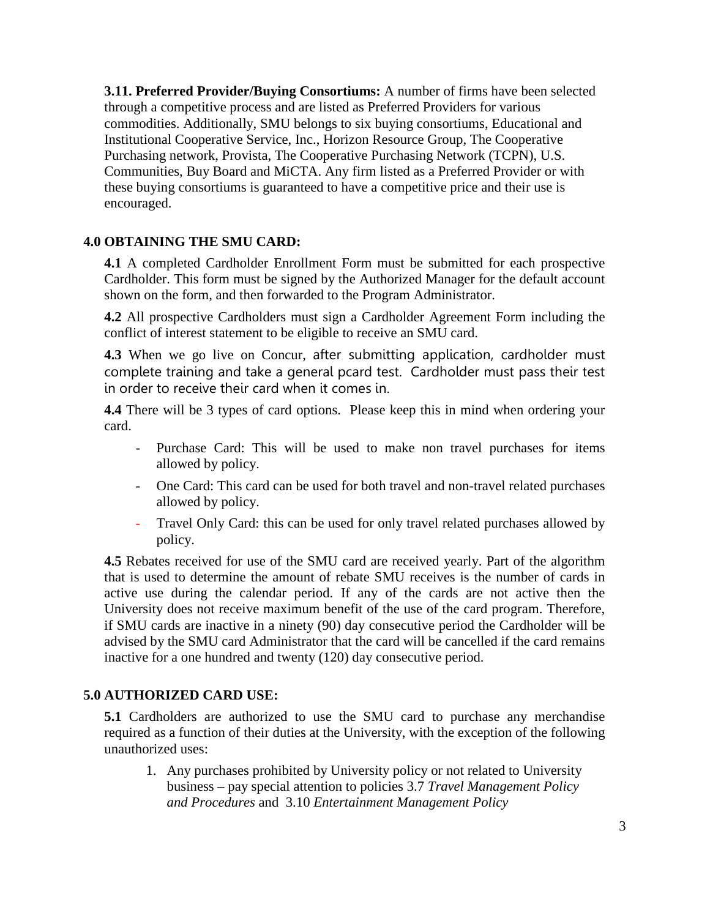**3.11. Preferred Provider/Buying Consortiums:** A number of firms have been selected through a competitive process and are listed as Preferred Providers for various commodities. Additionally, SMU belongs to six buying consortiums, Educational and Institutional Cooperative Service, Inc., Horizon Resource Group, The Cooperative Purchasing network, Provista, The Cooperative Purchasing Network (TCPN), U.S. Communities, Buy Board and MiCTA. Any firm listed as a Preferred Provider or with these buying consortiums is guaranteed to have a competitive price and their use is encouraged.

## 4.0 OBTAINING THE SMU CARD:

**4.1** A completed Cardholder Enrollment Form must be submitted for each prospective Cardholder. This form must be signed by the Authorized Manager for the default account shown on the form, and then forwarded to the Program Administrator.

**4.2** All prospective Cardholders must sign a Cardholder Agreement Form including the conflict of interest statement to be eligible to receive an SMU card.

**4.3** When we go live on Concur, after submitting application, cardholder must complete training and take a general pcard test. Cardholder must pass their test in order to receive their card when it comes in.

**4.4** There will be 3 types of card options. Please keep this in mind when ordering your card.

- Purchase Card: This will be used to make non travel purchases for items allowed by policy.
- One Card: This card can be used for both travel and non-travel related purchases allowed by policy.
- Travel Only Card: this can be used for only travel related purchases allowed by policy.

**4.5** Rebates received for use of the SMU card are received yearly. Part of the algorithm that is used to determine the amount of rebate SMU receives is the number of cards in active use during the calendar period. If any of the cards are not active then the University does not receive maximum benefit of the use of the card program. Therefore, if SMU cards are inactive in a ninety (90) day consecutive period the Cardholder will be advised by the SMU card Administrator that the card will be cancelled if the card remains inactive for a one hundred and twenty (120) day consecutive period.

## 5.0 AUTHORIZED CARD USE:

**5.1** Cardholders are authorized to use the SMU card to purchase any merchandise required as a function of their duties at the University, with the exception of the following unauthorized uses:

1. Any purchases prohibited by University policy or not related to University business – pay special attention to policies 3.7 *Travel Management Policy and Procedures* and 3.10 *Entertainment Management Policy*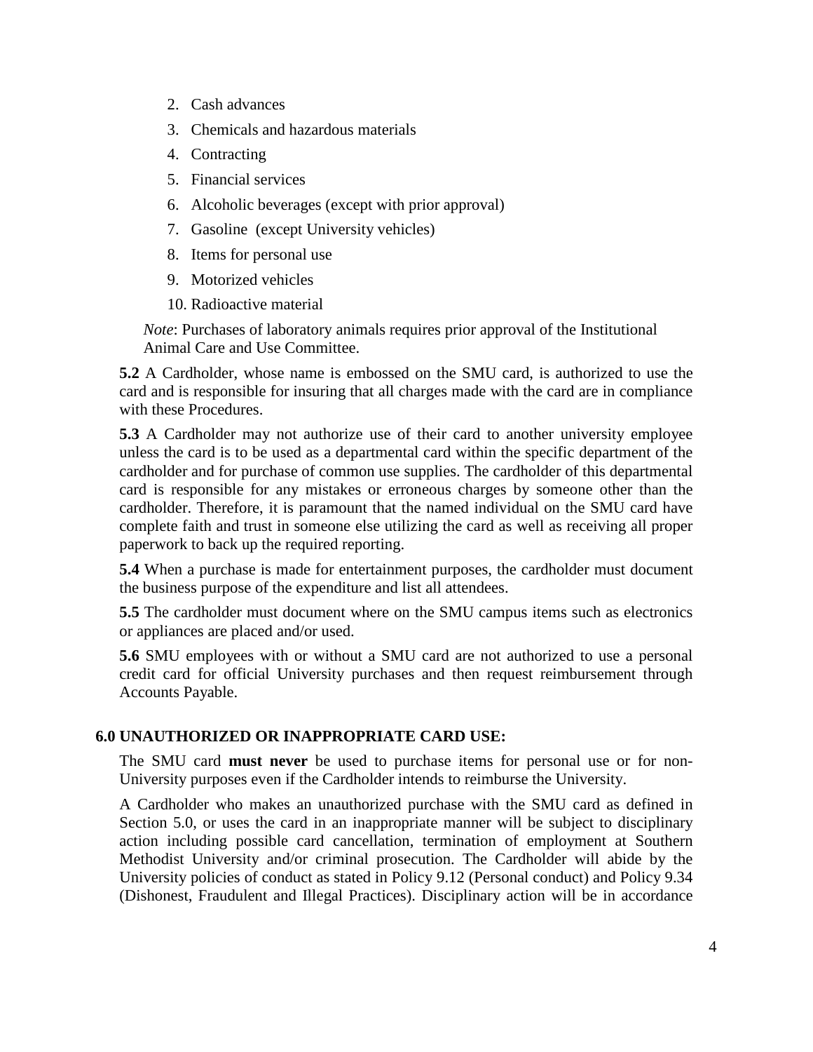2. Cash advances
3. Chemicals and hazardous materials
4. Contracting
5. Financial services
6. Alcoholic beverages (except with prior approval)
7. Gasoline (except University vehicles)
8. Items for personal use
9. Motorized vehicles
10. Radioactive material

*Note*: Purchases of laboratory animals requires prior approval of the Institutional Animal Care and Use Committee.

**5.2** A Cardholder, whose name is embossed on the SMU card, is authorized to use the card and is responsible for insuring that all charges made with the card are in compliance with these Procedures.

**5.3** A Cardholder may not authorize use of their card to another university employee unless the card is to be used as a departmental card within the specific department of the cardholder and for purchase of common use supplies. The cardholder of this departmental card is responsible for any mistakes or erroneous charges by someone other than the cardholder. Therefore, it is paramount that the named individual on the SMU card have complete faith and trust in someone else utilizing the card as well as receiving all proper paperwork to back up the required reporting.

**5.4** When a purchase is made for entertainment purposes, the cardholder must document the business purpose of the expenditure and list all attendees.

**5.5** The cardholder must document where on the SMU campus items such as electronics or appliances are placed and/or used.

**5.6** SMU employees with or without a SMU card are not authorized to use a personal credit card for official University purchases and then request reimbursement through Accounts Payable.

## 6.0 UNAUTHORIZED OR INAPPROPRIATE CARD USE:

The SMU card **must never** be used to purchase items for personal use or for non-University purposes even if the Cardholder intends to reimburse the University.

A Cardholder who makes an unauthorized purchase with the SMU card as defined in Section 5.0, or uses the card in an inappropriate manner will be subject to disciplinary action including possible card cancellation, termination of employment at Southern Methodist University and/or criminal prosecution. The Cardholder will abide by the University policies of conduct as stated in Policy 9.12 (Personal conduct) and Policy 9.34 (Dishonest, Fraudulent and Illegal Practices). Disciplinary action will be in accordance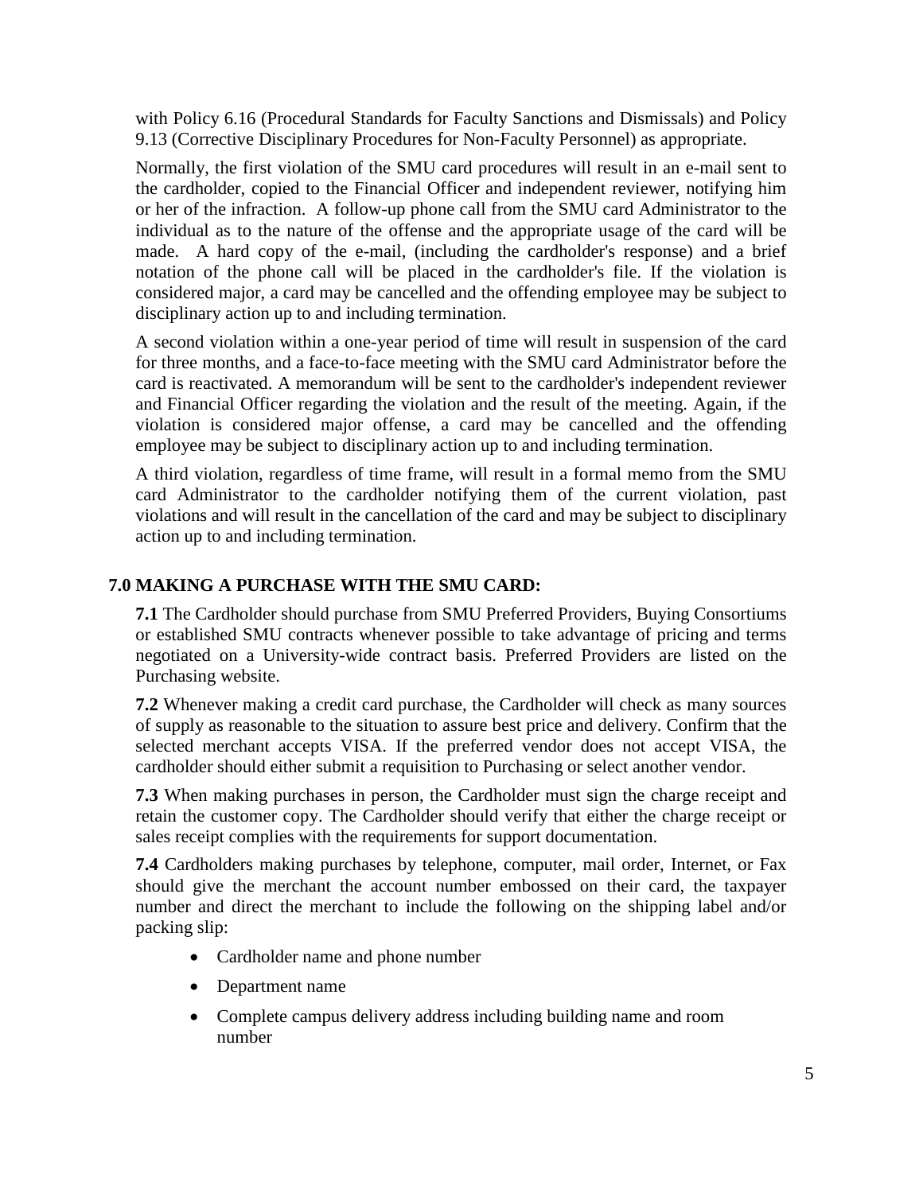with Policy 6.16 (Procedural Standards for Faculty Sanctions and Dismissals) and Policy 9.13 (Corrective Disciplinary Procedures for Non-Faculty Personnel) as appropriate.

Normally, the first violation of the SMU card procedures will result in an e-mail sent to the cardholder, copied to the Financial Officer and independent reviewer, notifying him or her of the infraction. A follow-up phone call from the SMU card Administrator to the individual as to the nature of the offense and the appropriate usage of the card will be made. A hard copy of the e-mail, (including the cardholder's response) and a brief notation of the phone call will be placed in the cardholder's file. If the violation is considered major, a card may be cancelled and the offending employee may be subject to disciplinary action up to and including termination.

A second violation within a one-year period of time will result in suspension of the card for three months, and a face-to-face meeting with the SMU card Administrator before the card is reactivated. A memorandum will be sent to the cardholder's independent reviewer and Financial Officer regarding the violation and the result of the meeting. Again, if the violation is considered major offense, a card may be cancelled and the offending employee may be subject to disciplinary action up to and including termination.

A third violation, regardless of time frame, will result in a formal memo from the SMU card Administrator to the cardholder notifying them of the current violation, past violations and will result in the cancellation of the card and may be subject to disciplinary action up to and including termination.

## 7.0 MAKING A PURCHASE WITH THE SMU CARD:

**7.1** The Cardholder should purchase from SMU Preferred Providers, Buying Consortiums or established SMU contracts whenever possible to take advantage of pricing and terms negotiated on a University-wide contract basis. Preferred Providers are listed on the Purchasing website.

**7.2** Whenever making a credit card purchase, the Cardholder will check as many sources of supply as reasonable to the situation to assure best price and delivery. Confirm that the selected merchant accepts VISA. If the preferred vendor does not accept VISA, the cardholder should either submit a requisition to Purchasing or select another vendor.

**7.3** When making purchases in person, the Cardholder must sign the charge receipt and retain the customer copy. The Cardholder should verify that either the charge receipt or sales receipt complies with the requirements for support documentation.

**7.4** Cardholders making purchases by telephone, computer, mail order, Internet, or Fax should give the merchant the account number embossed on their card, the taxpayer number and direct the merchant to include the following on the shipping label and/or packing slip:

- Cardholder name and phone number
- Department name
- Complete campus delivery address including building name and room number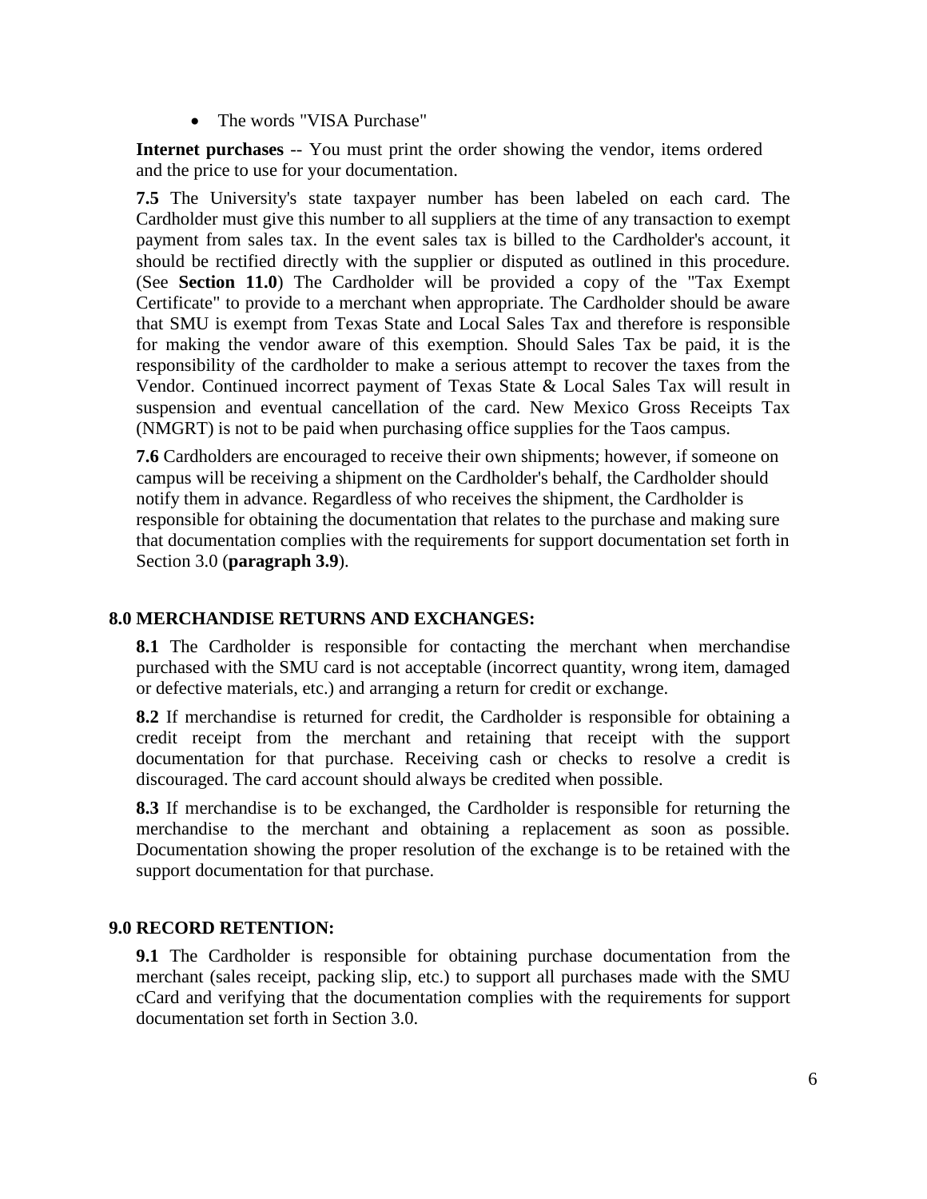- The words "VISA Purchase"

**Internet purchases** -- You must print the order showing the vendor, items ordered and the price to use for your documentation.

**7.5** The University's state taxpayer number has been labeled on each card. The Cardholder must give this number to all suppliers at the time of any transaction to exempt payment from sales tax. In the event sales tax is billed to the Cardholder's account, it should be rectified directly with the supplier or disputed as outlined in this procedure. (See **Section 11.0**) The Cardholder will be provided a copy of the "Tax Exempt Certificate" to provide to a merchant when appropriate. The Cardholder should be aware that SMU is exempt from Texas State and Local Sales Tax and therefore is responsible for making the vendor aware of this exemption. Should Sales Tax be paid, it is the responsibility of the cardholder to make a serious attempt to recover the taxes from the Vendor. Continued incorrect payment of Texas State & Local Sales Tax will result in suspension and eventual cancellation of the card. New Mexico Gross Receipts Tax (NMGRT) is not to be paid when purchasing office supplies for the Taos campus.

**7.6** Cardholders are encouraged to receive their own shipments; however, if someone on campus will be receiving a shipment on the Cardholder's behalf, the Cardholder should notify them in advance. Regardless of who receives the shipment, the Cardholder is responsible for obtaining the documentation that relates to the purchase and making sure that documentation complies with the requirements for support documentation set forth in Section 3.0 (**paragraph 3.9**).

## 8.0 MERCHANDISE RETURNS AND EXCHANGES:

**8.1** The Cardholder is responsible for contacting the merchant when merchandise purchased with the SMU card is not acceptable (incorrect quantity, wrong item, damaged or defective materials, etc.) and arranging a return for credit or exchange.

**8.2** If merchandise is returned for credit, the Cardholder is responsible for obtaining a credit receipt from the merchant and retaining that receipt with the support documentation for that purchase. Receiving cash or checks to resolve a credit is discouraged. The card account should always be credited when possible.

**8.3** If merchandise is to be exchanged, the Cardholder is responsible for returning the merchandise to the merchant and obtaining a replacement as soon as possible. Documentation showing the proper resolution of the exchange is to be retained with the support documentation for that purchase.

## 9.0 RECORD RETENTION:

**9.1** The Cardholder is responsible for obtaining purchase documentation from the merchant (sales receipt, packing slip, etc.) to support all purchases made with the SMU cCard and verifying that the documentation complies with the requirements for support documentation set forth in Section 3.0.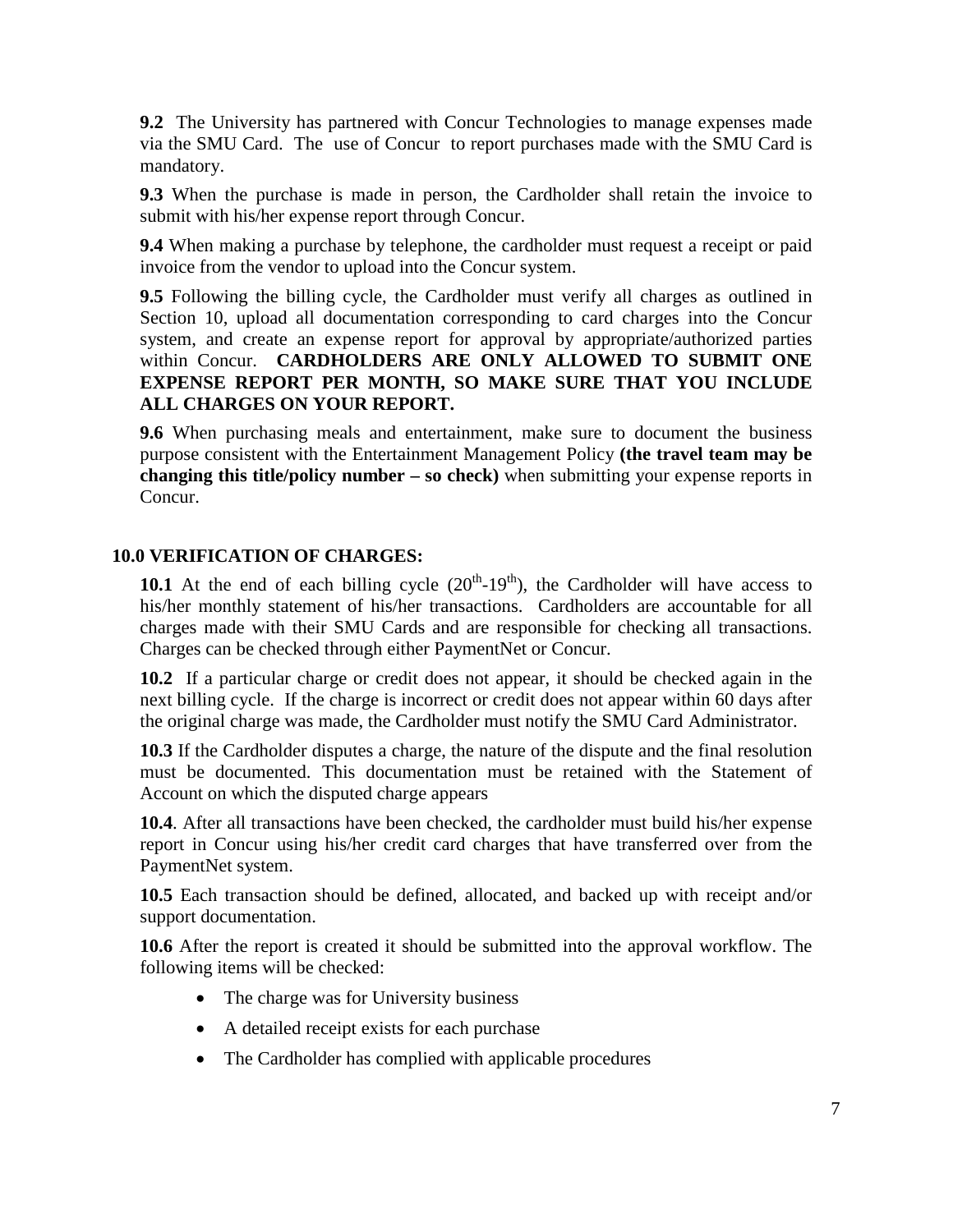**9.2** The University has partnered with Concur Technologies to manage expenses made via the SMU Card. The use of Concur to report purchases made with the SMU Card is mandatory.

**9.3** When the purchase is made in person, the Cardholder shall retain the invoice to submit with his/her expense report through Concur.

**9.4** When making a purchase by telephone, the cardholder must request a receipt or paid invoice from the vendor to upload into the Concur system.

**9.5** Following the billing cycle, the Cardholder must verify all charges as outlined in Section 10, upload all documentation corresponding to card charges into the Concur system, and create an expense report for approval by appropriate/authorized parties within Concur. **CARDHOLDERS ARE ONLY ALLOWED TO SUBMIT ONE EXPENSE REPORT PER MONTH, SO MAKE SURE THAT YOU INCLUDE ALL CHARGES ON YOUR REPORT.**

**9.6** When purchasing meals and entertainment, make sure to document the business purpose consistent with the Entertainment Management Policy **(the travel team may be changing this title/policy number – so check)** when submitting your expense reports in Concur.

## 10.0 VERIFICATION OF CHARGES:

**10.1** At the end of each billing cycle (20th-19th), the Cardholder will have access to his/her monthly statement of his/her transactions. Cardholders are accountable for all charges made with their SMU Cards and are responsible for checking all transactions. Charges can be checked through either PaymentNet or Concur.

**10.2** If a particular charge or credit does not appear, it should be checked again in the next billing cycle. If the charge is incorrect or credit does not appear within 60 days after the original charge was made, the Cardholder must notify the SMU Card Administrator.

**10.3** If the Cardholder disputes a charge, the nature of the dispute and the final resolution must be documented. This documentation must be retained with the Statement of Account on which the disputed charge appears

**10.4**. After all transactions have been checked, the cardholder must build his/her expense report in Concur using his/her credit card charges that have transferred over from the PaymentNet system.

**10.5** Each transaction should be defined, allocated, and backed up with receipt and/or support documentation.

**10.6** After the report is created it should be submitted into the approval workflow. The following items will be checked:

- The charge was for University business
- A detailed receipt exists for each purchase
- The Cardholder has complied with applicable procedures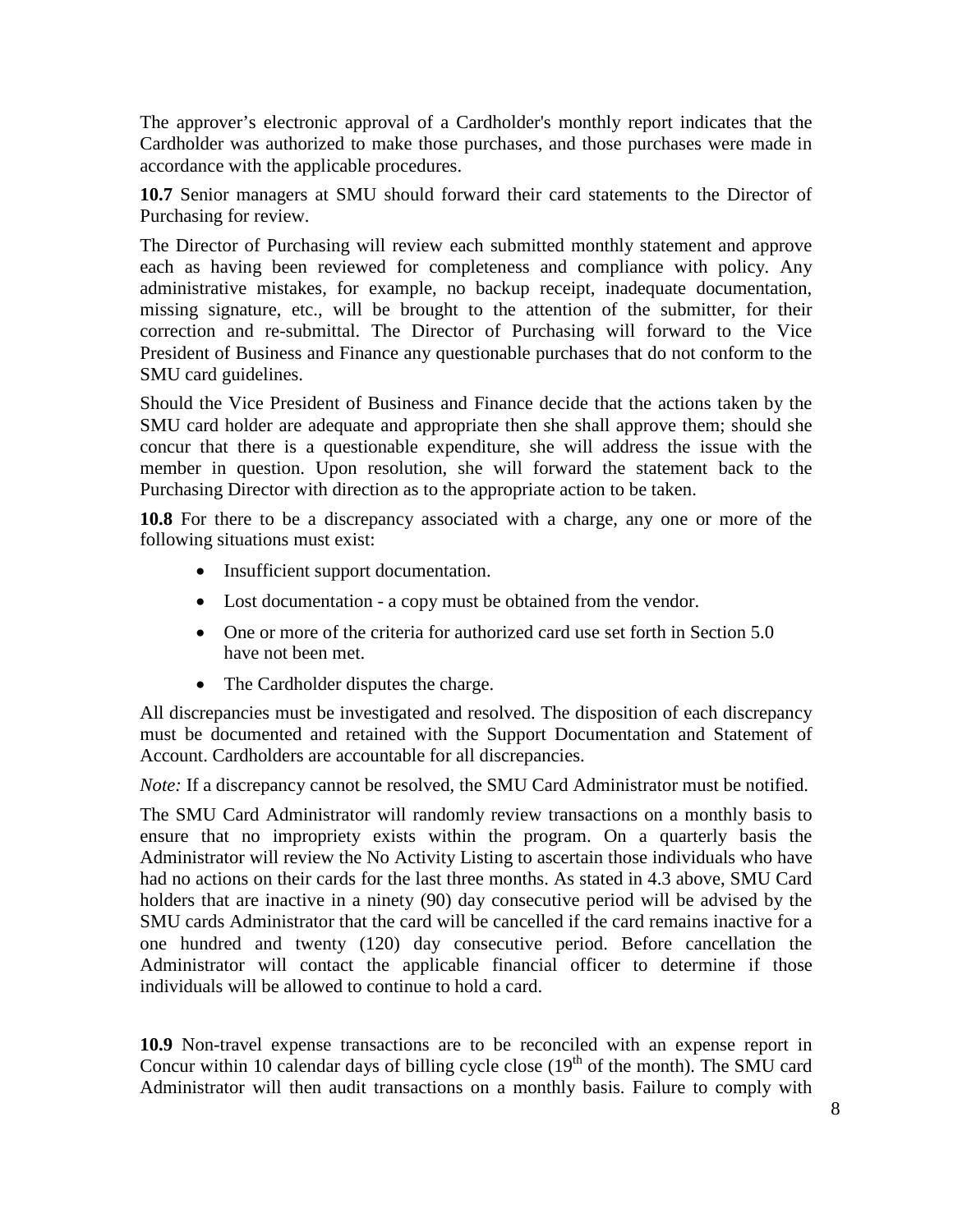The approver's electronic approval of a Cardholder's monthly report indicates that the Cardholder was authorized to make those purchases, and those purchases were made in accordance with the applicable procedures.

**10.7** Senior managers at SMU should forward their card statements to the Director of Purchasing for review.

The Director of Purchasing will review each submitted monthly statement and approve each as having been reviewed for completeness and compliance with policy. Any administrative mistakes, for example, no backup receipt, inadequate documentation, missing signature, etc., will be brought to the attention of the submitter, for their correction and re-submittal. The Director of Purchasing will forward to the Vice President of Business and Finance any questionable purchases that do not conform to the SMU card guidelines.

Should the Vice President of Business and Finance decide that the actions taken by the SMU card holder are adequate and appropriate then she shall approve them; should she concur that there is a questionable expenditure, she will address the issue with the member in question. Upon resolution, she will forward the statement back to the Purchasing Director with direction as to the appropriate action to be taken.

**10.8** For there to be a discrepancy associated with a charge, any one or more of the following situations must exist:

- Insufficient support documentation.
- Lost documentation - a copy must be obtained from the vendor.
- One or more of the criteria for authorized card use set forth in Section 5.0 have not been met.
- The Cardholder disputes the charge.

All discrepancies must be investigated and resolved. The disposition of each discrepancy must be documented and retained with the Support Documentation and Statement of Account. Cardholders are accountable for all discrepancies.

*Note:* If a discrepancy cannot be resolved, the SMU Card Administrator must be notified.

The SMU Card Administrator will randomly review transactions on a monthly basis to ensure that no impropriety exists within the program. On a quarterly basis the Administrator will review the No Activity Listing to ascertain those individuals who have had no actions on their cards for the last three months. As stated in 4.3 above, SMU Card holders that are inactive in a ninety (90) day consecutive period will be advised by the SMU cards Administrator that the card will be cancelled if the card remains inactive for a one hundred and twenty (120) day consecutive period. Before cancellation the Administrator will contact the applicable financial officer to determine if those individuals will be allowed to continue to hold a card.

**10.9** Non-travel expense transactions are to be reconciled with an expense report in Concur within 10 calendar days of billing cycle close (19th of the month). The SMU card Administrator will then audit transactions on a monthly basis. Failure to comply with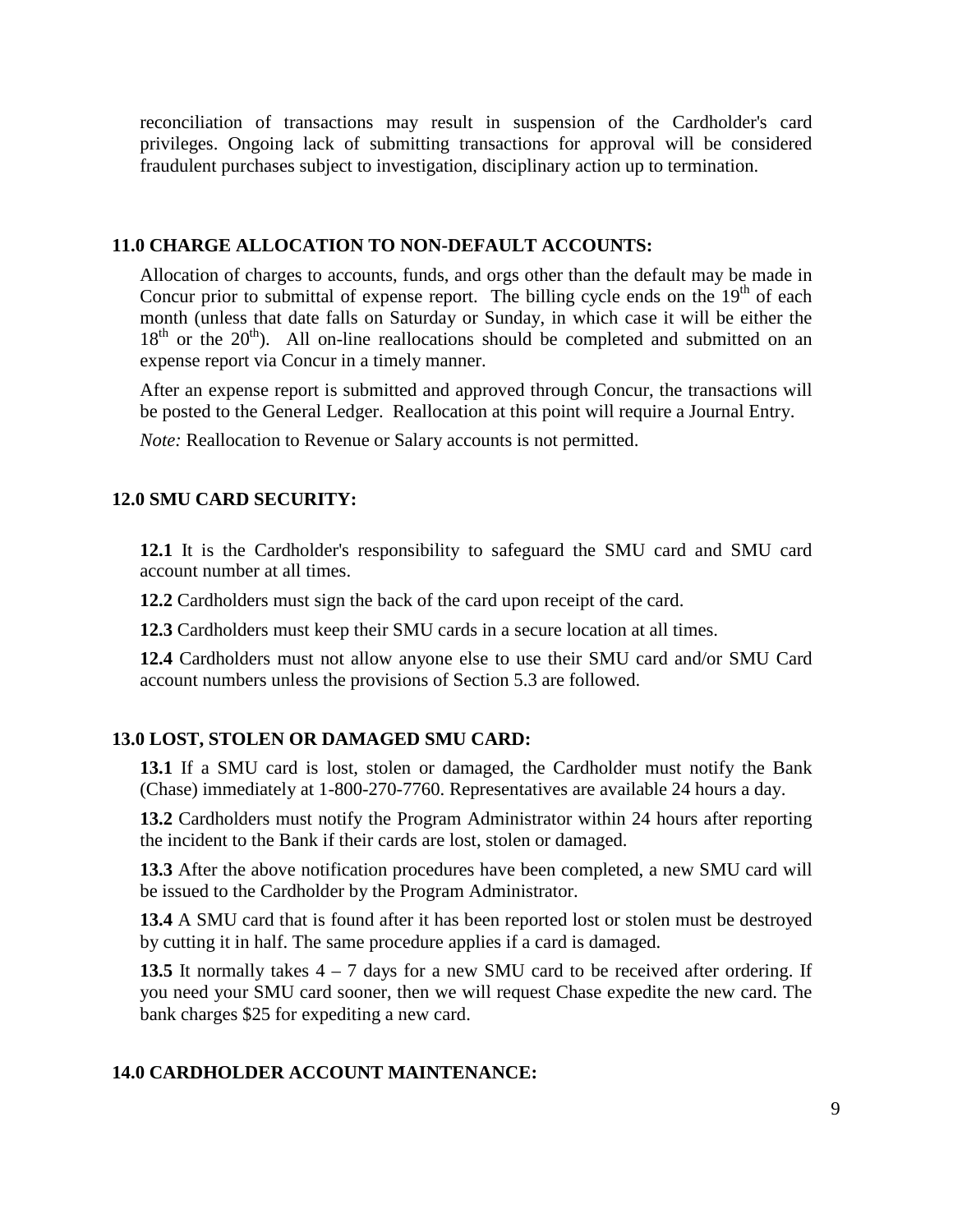reconciliation of transactions may result in suspension of the Cardholder's card privileges. Ongoing lack of submitting transactions for approval will be considered fraudulent purchases subject to investigation, disciplinary action up to termination.

## 11.0 CHARGE ALLOCATION TO NON-DEFAULT ACCOUNTS:

Allocation of charges to accounts, funds, and orgs other than the default may be made in Concur prior to submittal of expense report. The billing cycle ends on the 19th of each month (unless that date falls on Saturday or Sunday, in which case it will be either the 18th or the 20th). All on-line reallocations should be completed and submitted on an expense report via Concur in a timely manner.

After an expense report is submitted and approved through Concur, the transactions will be posted to the General Ledger. Reallocation at this point will require a Journal Entry.

*Note:* Reallocation to Revenue or Salary accounts is not permitted.

## 12.0 SMU CARD SECURITY:

**12.1** It is the Cardholder's responsibility to safeguard the SMU card and SMU card account number at all times.

**12.2** Cardholders must sign the back of the card upon receipt of the card.

**12.3** Cardholders must keep their SMU cards in a secure location at all times.

**12.4** Cardholders must not allow anyone else to use their SMU card and/or SMU Card account numbers unless the provisions of Section 5.3 are followed.

## 13.0 LOST, STOLEN OR DAMAGED SMU CARD:

**13.1** If a SMU card is lost, stolen or damaged, the Cardholder must notify the Bank (Chase) immediately at 1-800-270-7760. Representatives are available 24 hours a day.

**13.2** Cardholders must notify the Program Administrator within 24 hours after reporting the incident to the Bank if their cards are lost, stolen or damaged.

**13.3** After the above notification procedures have been completed, a new SMU card will be issued to the Cardholder by the Program Administrator.

**13.4** A SMU card that is found after it has been reported lost or stolen must be destroyed by cutting it in half. The same procedure applies if a card is damaged.

**13.5** It normally takes 4 – 7 days for a new SMU card to be received after ordering. If you need your SMU card sooner, then we will request Chase expedite the new card. The bank charges $25 for expediting a new card.

## 14.0 CARDHOLDER ACCOUNT MAINTENANCE: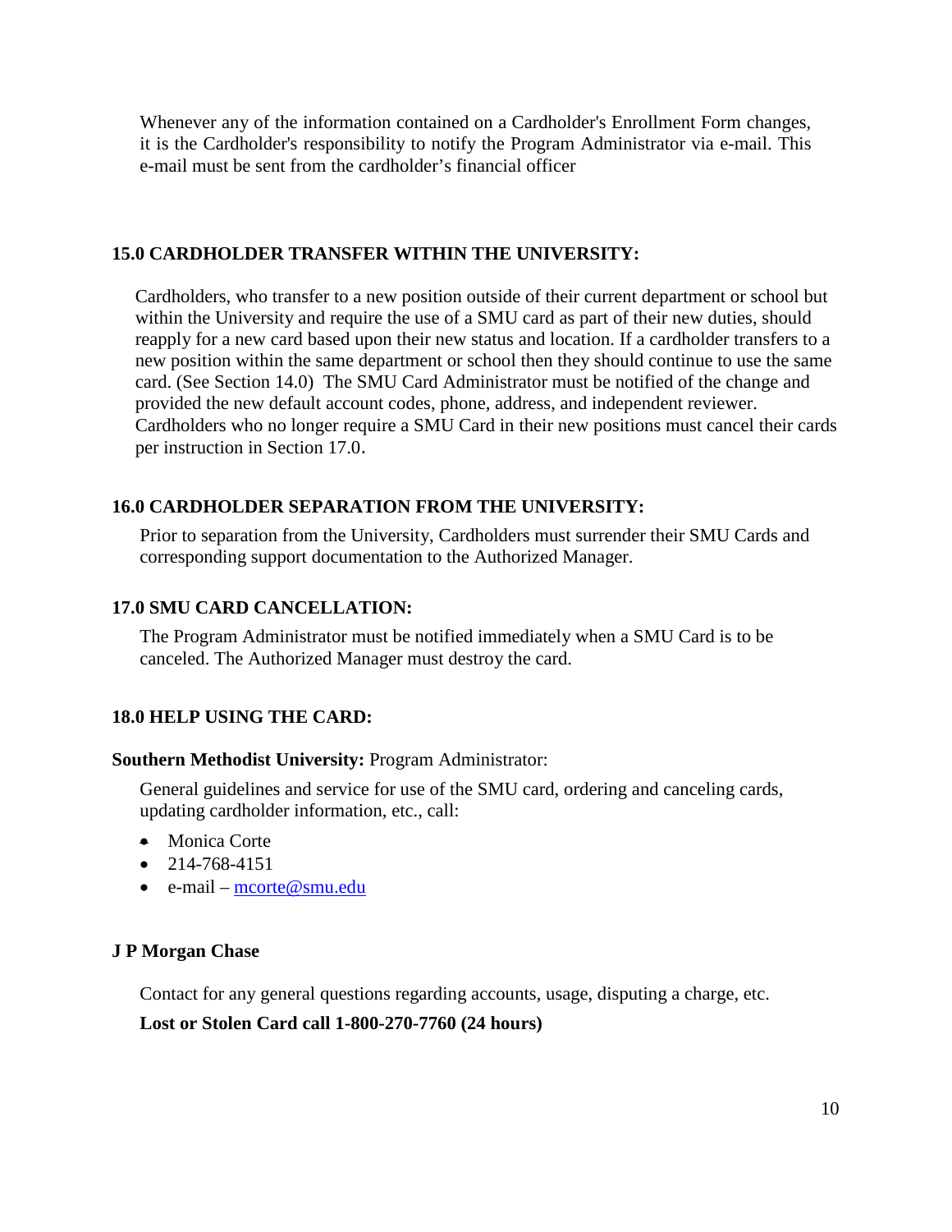Whenever any of the information contained on a Cardholder's Enrollment Form changes, it is the Cardholder's responsibility to notify the Program Administrator via e-mail. This e-mail must be sent from the cardholder's financial officer

## 15.0 CARDHOLDER TRANSFER WITHIN THE UNIVERSITY:

Cardholders, who transfer to a new position outside of their current department or school but within the University and require the use of a SMU card as part of their new duties, should reapply for a new card based upon their new status and location. If a cardholder transfers to a new position within the same department or school then they should continue to use the same card. (See Section 14.0) The SMU Card Administrator must be notified of the change and provided the new default account codes, phone, address, and independent reviewer. Cardholders who no longer require a SMU Card in their new positions must cancel their cards per instruction in Section 17.0.

## 16.0 CARDHOLDER SEPARATION FROM THE UNIVERSITY:

Prior to separation from the University, Cardholders must surrender their SMU Cards and corresponding support documentation to the Authorized Manager.

## 17.0 SMU CARD CANCELLATION:

The Program Administrator must be notified immediately when a SMU Card is to be canceled. The Authorized Manager must destroy the card.

## 18.0 HELP USING THE CARD:

**Southern Methodist University:** Program Administrator:

General guidelines and service for use of the SMU card, ordering and canceling cards, updating cardholder information, etc., call:

- Monica Corte
- 214-768-4151
- e-mail – mcorte@smu.edu

**J P Morgan Chase**

Contact for any general questions regarding accounts, usage, disputing a charge, etc.

**Lost or Stolen Card call 1-800-270-7760 (24 hours)**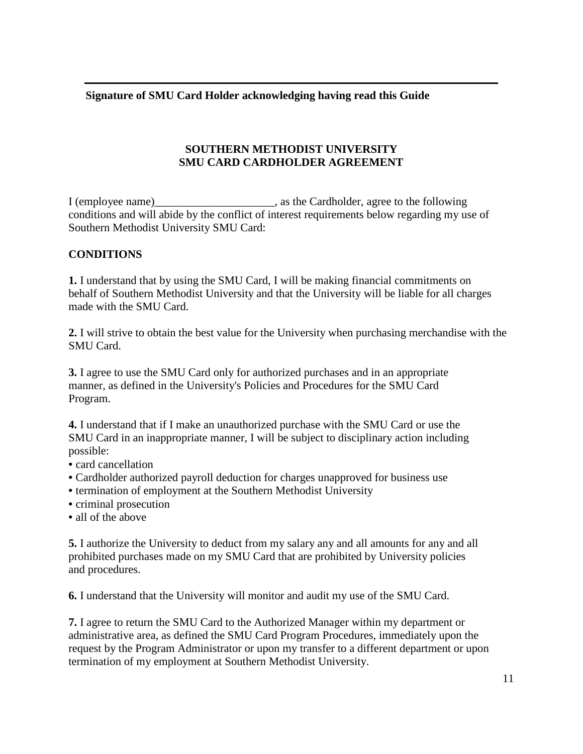---

**Signature of SMU Card Holder acknowledging having read this Guide**

## SOUTHERN METHODIST UNIVERSITY
## SMU CARD CARDHOLDER AGREEMENT

I (employee name)_____________________, as the Cardholder, agree to the following conditions and will abide by the conflict of interest requirements below regarding my use of Southern Methodist University SMU Card:

### CONDITIONS

**1.** I understand that by using the SMU Card, I will be making financial commitments on behalf of Southern Methodist University and that the University will be liable for all charges made with the SMU Card.

**2.** I will strive to obtain the best value for the University when purchasing merchandise with the SMU Card.

**3.** I agree to use the SMU Card only for authorized purchases and in an appropriate manner, as defined in the University's Policies and Procedures for the SMU Card Program.

**4.** I understand that if I make an unauthorized purchase with the SMU Card or use the SMU Card in an inappropriate manner, I will be subject to disciplinary action including possible:

- card cancellation
- Cardholder authorized payroll deduction for charges unapproved for business use
- termination of employment at the Southern Methodist University
- criminal prosecution
- all of the above

**5.** I authorize the University to deduct from my salary any and all amounts for any and all prohibited purchases made on my SMU Card that are prohibited by University policies and procedures.

**6.** I understand that the University will monitor and audit my use of the SMU Card.

**7.** I agree to return the SMU Card to the Authorized Manager within my department or administrative area, as defined the SMU Card Program Procedures, immediately upon the request by the Program Administrator or upon my transfer to a different department or upon termination of my employment at Southern Methodist University.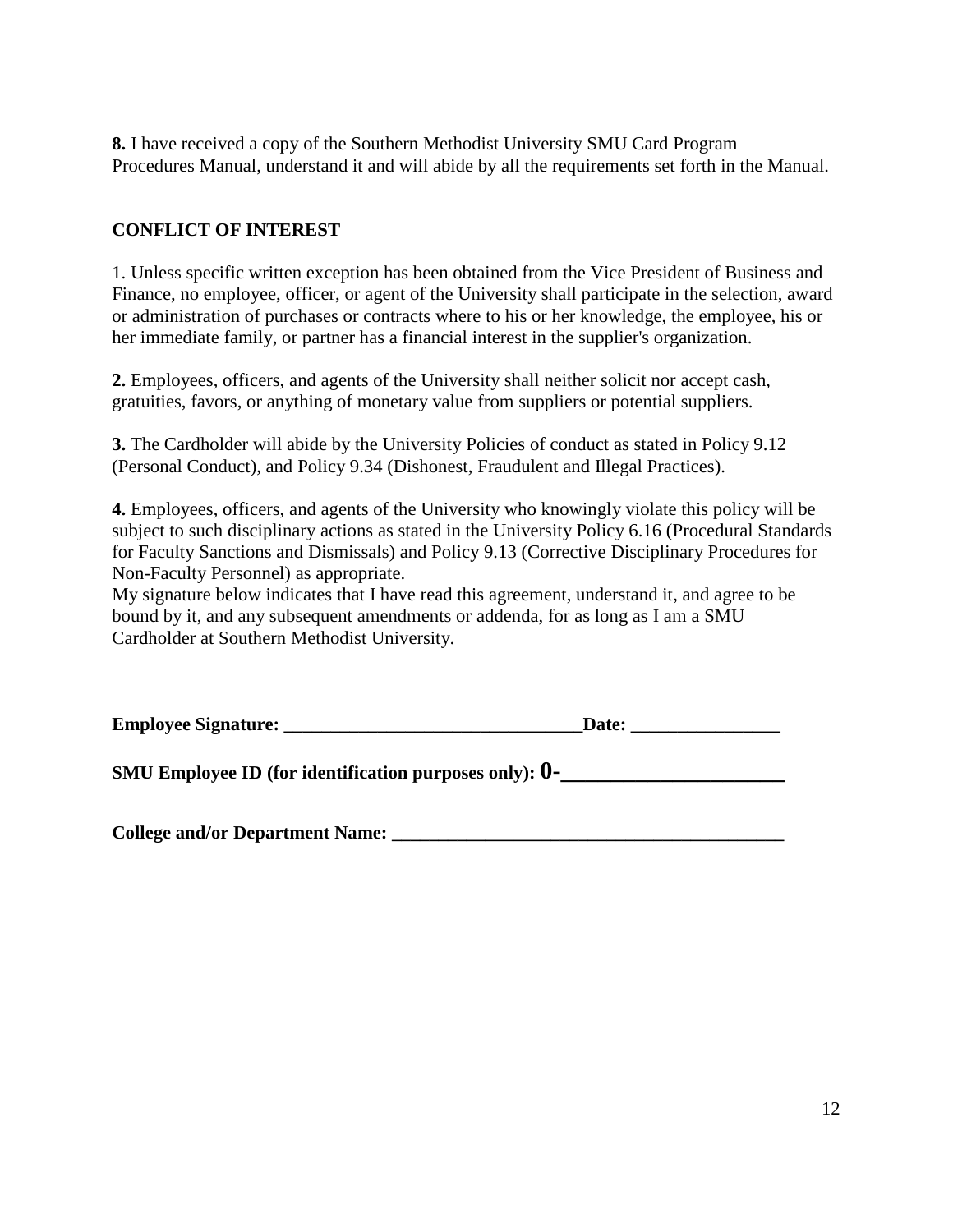**8.** I have received a copy of the Southern Methodist University SMU Card Program Procedures Manual, understand it and will abide by all the requirements set forth in the Manual.

**CONFLICT OF INTEREST**

1. Unless specific written exception has been obtained from the Vice President of Business and Finance, no employee, officer, or agent of the University shall participate in the selection, award or administration of purchases or contracts where to his or her knowledge, the employee, his or her immediate family, or partner has a financial interest in the supplier's organization.

**2.** Employees, officers, and agents of the University shall neither solicit nor accept cash, gratuities, favors, or anything of monetary value from suppliers or potential suppliers.

**3.** The Cardholder will abide by the University Policies of conduct as stated in Policy 9.12 (Personal Conduct), and Policy 9.34 (Dishonest, Fraudulent and Illegal Practices).

**4.** Employees, officers, and agents of the University who knowingly violate this policy will be subject to such disciplinary actions as stated in the University Policy 6.16 (Procedural Standards for Faculty Sanctions and Dismissals) and Policy 9.13 (Corrective Disciplinary Procedures for Non-Faculty Personnel) as appropriate.
My signature below indicates that I have read this agreement, understand it, and agree to be bound by it, and any subsequent amendments or addenda, for as long as I am a SMU Cardholder at Southern Methodist University.

**Employee Signature: _______________________________Date: ________________**

**SMU Employee ID (for identification purposes only): 0-______________________**

**College and/or Department Name: _________________________________________**